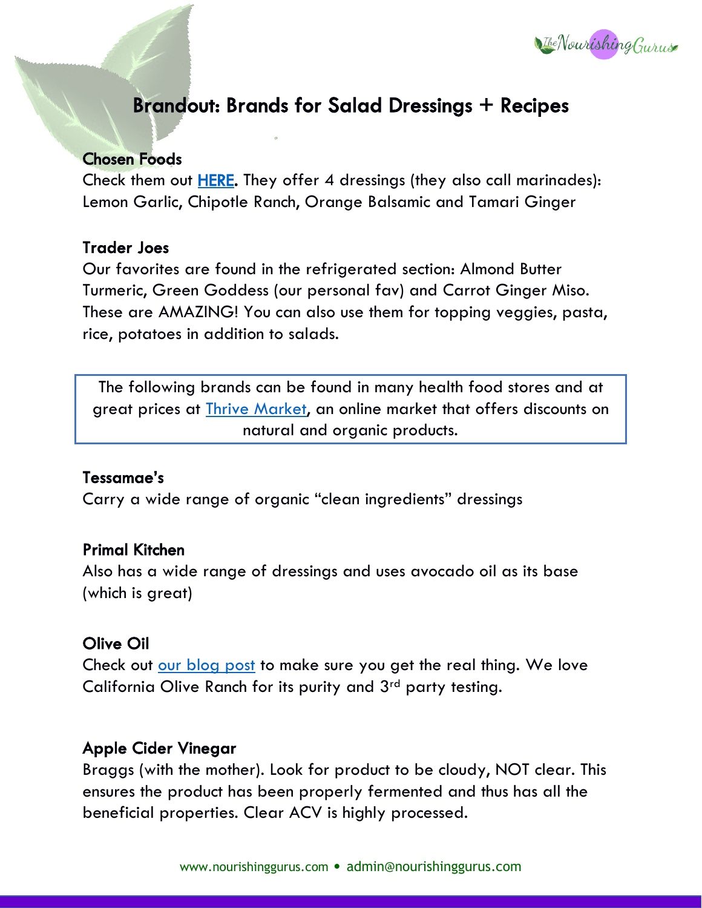# Brandout: Brands for Salad Dressings + Recipes

### Chosen Foods

Check them out HERE. They offer 4 dressings (they also call marinades): Lemon Garlic, Chipotle Ranch, Orange Balsamic and Tamari Ginger

### Trader Joes

Our favorites are found in the refrigerated section: Almond Butter Turmeric, Green Goddess (our personal fav) and Carrot Ginger Miso. These are AMAZING! You can also use them for topping veggies, pasta, rice, potatoes in addition to salads.

> The following brands can be found in many health food stores and at great prices at Thrive Market, an online market that offers discounts on natural and organic products.

### Tessamae's

Carry a wide range of organic "clean ingredients" dressings

### Primal Kitchen

Also has a wide range of dressings and uses avocado oil as its base (which is great)

### Olive Oil

Check out our blog post to make sure you get the real thing. We love California Olive Ranch for its purity and 3rd party testing.

### Apple Cider Vinegar

Braggs (with the mother). Look for product to be cloudy, NOT clear. This ensures the product has been properly fermented and thus has all the beneficial properties. Clear ACV is highly processed.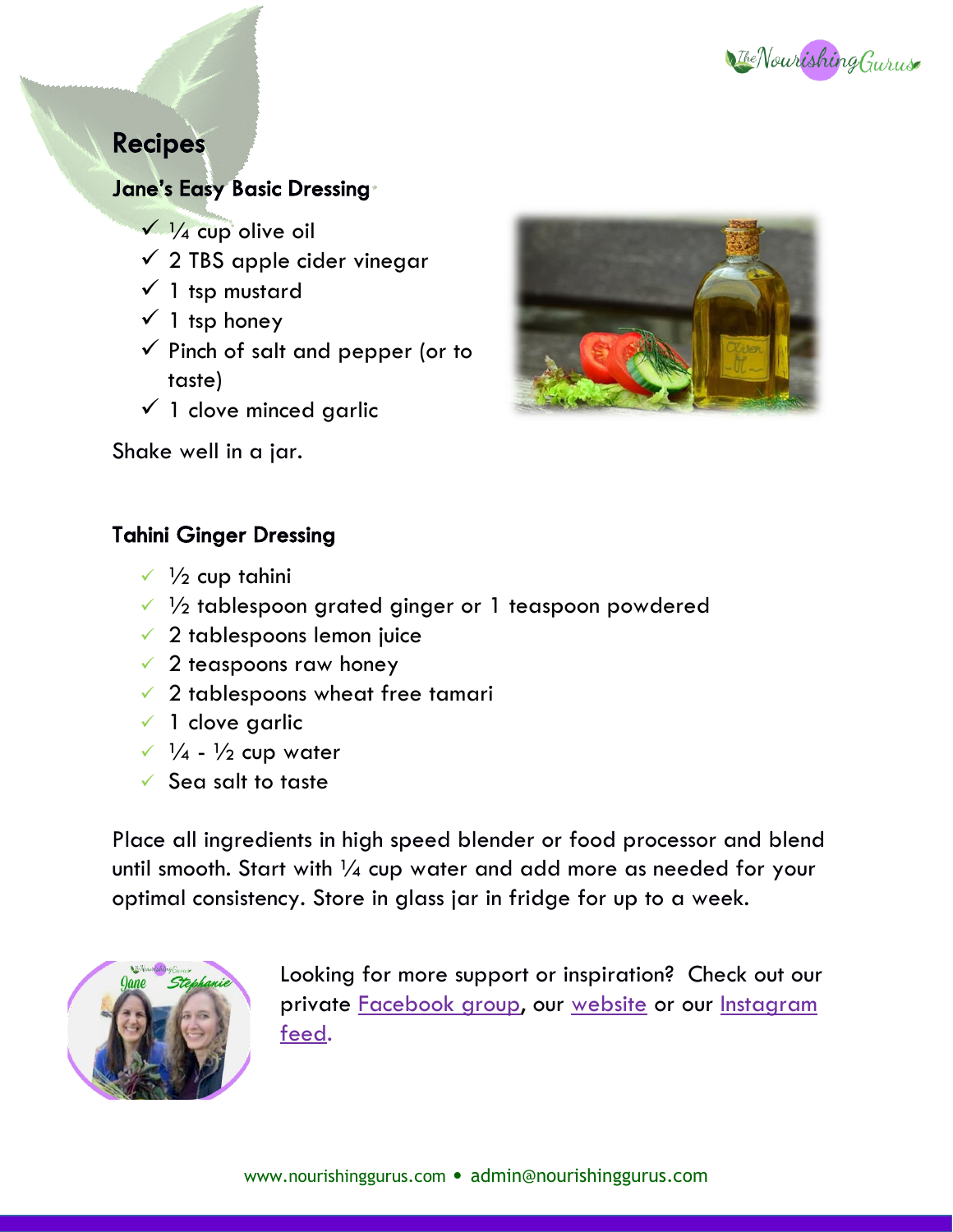# Recipes

## Jane's Easy Basic Dressing

- ✓ ¼ cup olive oil
- ✓ 2 TBS apple cider vinegar
- ✓ 1 tsp mustard
- ✓ 1 tsp honey
- ✓ Pinch of salt and pepper (or to taste)
- ✓ 1 clove minced garlic

Shake well in a jar.

## Tahini Ginger Dressing

- ✓ ½ cup tahini
- ✓ ½ tablespoon grated ginger or 1 teaspoon powdered
- ✓ 2 tablespoons lemon juice
- ✓ 2 teaspoons raw honey
- ✓ 2 tablespoons wheat free tamari
- ✓ 1 clove garlic
- ✓ ¼ - ½ cup water
- ✓ Sea salt to taste

Place all ingredients in high speed blender or food processor and blend until smooth. Start with ¼ cup water and add more as needed for your optimal consistency. Store in glass jar in fridge for up to a week.

Looking for more support or inspiration? Check out our private Facebook group, our website or our Instagram feed.

www.nourishinggurus.com • admin@nourishinggurus.com